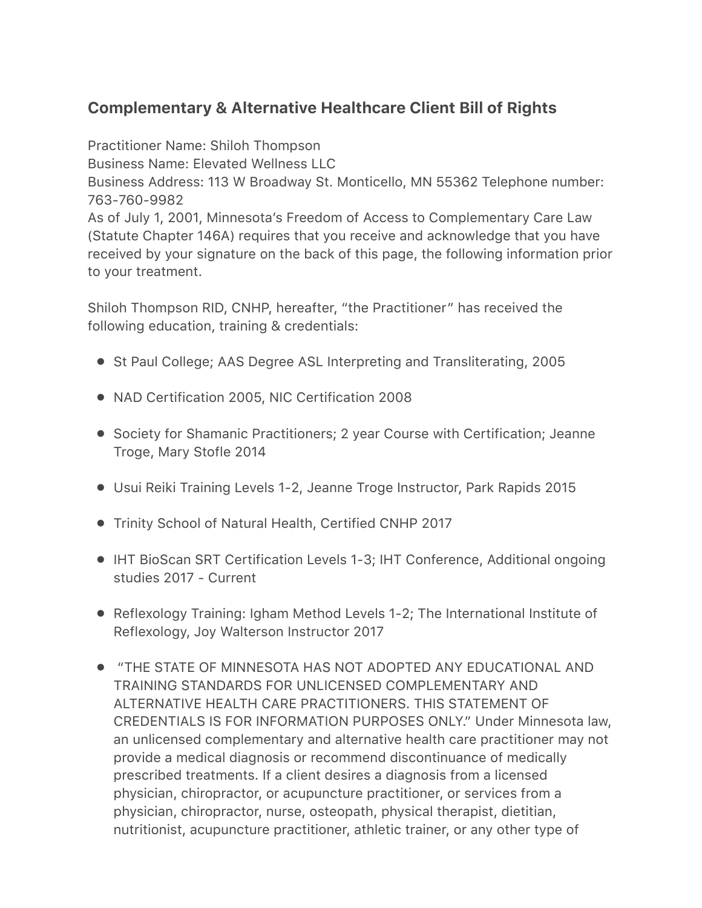## Complementary & Alternative Healthcare Client Bill of Rights

Practitioner Name: Shiloh Thompson
Business Name: Elevated Wellness LLC
Business Address: 113 W Broadway St. Monticello, MN 55362 Telephone number: 763-760-9982
As of July 1, 2001, Minnesota's Freedom of Access to Complementary Care Law (Statute Chapter 146A) requires that you receive and acknowledge that you have received by your signature on the back of this page, the following information prior to your treatment.

Shiloh Thompson RID, CNHP, hereafter, "the Practitioner" has received the following education, training & credentials:

- St Paul College; AAS Degree ASL Interpreting and Transliterating, 2005
- NAD Certification 2005, NIC Certification 2008
- Society for Shamanic Practitioners; 2 year Course with Certification; Jeanne Troge, Mary Stofle 2014
- Usui Reiki Training Levels 1-2, Jeanne Troge Instructor, Park Rapids 2015
- Trinity School of Natural Health, Certified CNHP 2017
- IHT BioScan SRT Certification Levels 1-3; IHT Conference, Additional ongoing studies 2017 - Current
- Reflexology Training: Igham Method Levels 1-2; The International Institute of Reflexology, Joy Walterson Instructor 2017
- "THE STATE OF MINNESOTA HAS NOT ADOPTED ANY EDUCATIONAL AND TRAINING STANDARDS FOR UNLICENSED COMPLEMENTARY AND ALTERNATIVE HEALTH CARE PRACTITIONERS. THIS STATEMENT OF CREDENTIALS IS FOR INFORMATION PURPOSES ONLY." Under Minnesota law, an unlicensed complementary and alternative health care practitioner may not provide a medical diagnosis or recommend discontinuance of medically prescribed treatments. If a client desires a diagnosis from a licensed physician, chiropractor, or acupuncture practitioner, or services from a physician, chiropractor, nurse, osteopath, physical therapist, dietitian, nutritionist, acupuncture practitioner, athletic trainer, or any other type of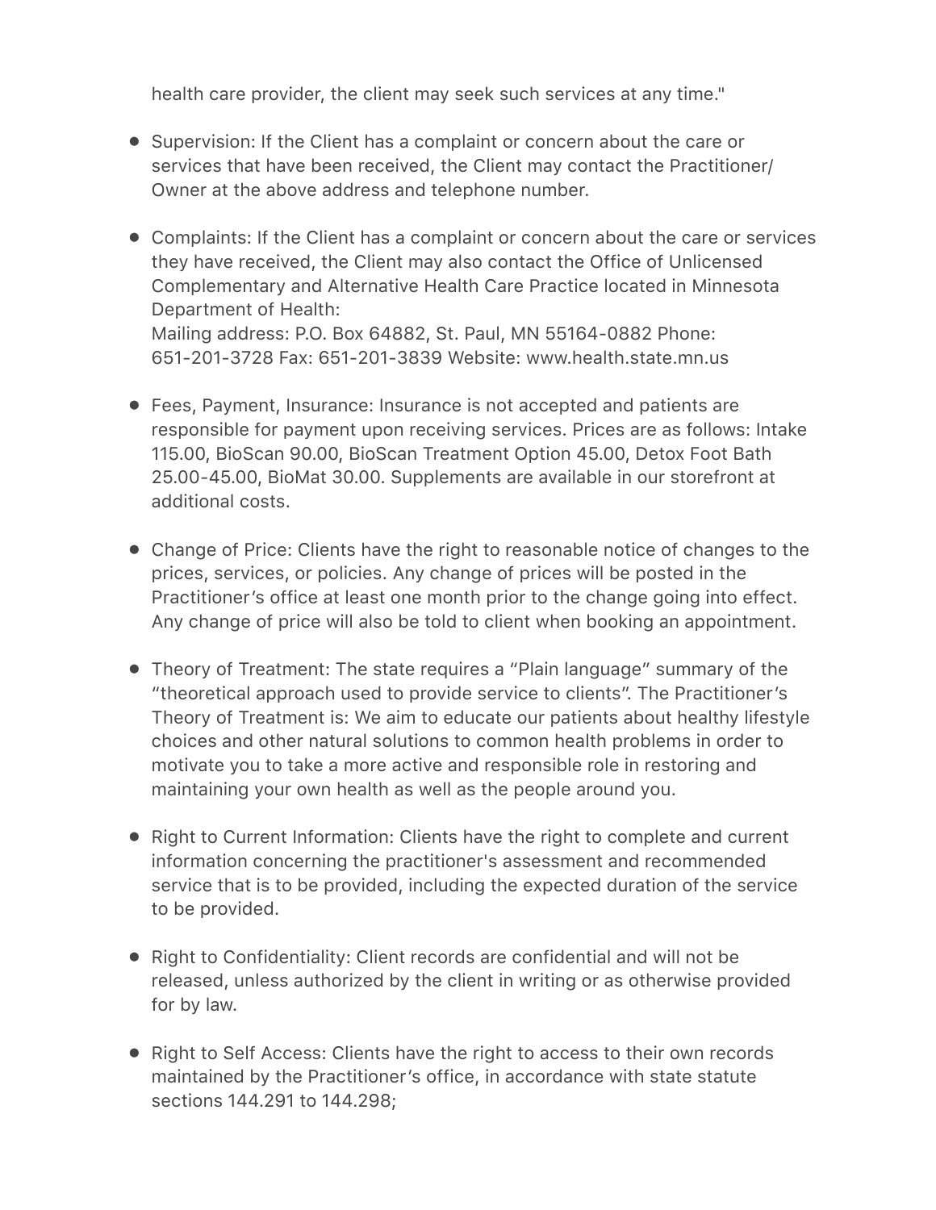health care provider, the client may seek such services at any time."

- Supervision: If the Client has a complaint or concern about the care or services that have been received, the Client may contact the Practitioner/ Owner at the above address and telephone number.

- Complaints: If the Client has a complaint or concern about the care or services they have received, the Client may also contact the Office of Unlicensed Complementary and Alternative Health Care Practice located in Minnesota Department of Health:
  Mailing address: P.O. Box 64882, St. Paul, MN 55164-0882 Phone: 651-201-3728 Fax: 651-201-3839 Website: www.health.state.mn.us

- Fees, Payment, Insurance: Insurance is not accepted and patients are responsible for payment upon receiving services. Prices are as follows: Intake 115.00, BioScan 90.00, BioScan Treatment Option 45.00, Detox Foot Bath 25.00-45.00, BioMat 30.00. Supplements are available in our storefront at additional costs.

- Change of Price: Clients have the right to reasonable notice of changes to the prices, services, or policies. Any change of prices will be posted in the Practitioner's office at least one month prior to the change going into effect. Any change of price will also be told to client when booking an appointment.

- Theory of Treatment: The state requires a "Plain language" summary of the "theoretical approach used to provide service to clients". The Practitioner's Theory of Treatment is: We aim to educate our patients about healthy lifestyle choices and other natural solutions to common health problems in order to motivate you to take a more active and responsible role in restoring and maintaining your own health as well as the people around you.

- Right to Current Information: Clients have the right to complete and current information concerning the practitioner's assessment and recommended service that is to be provided, including the expected duration of the service to be provided.

- Right to Confidentiality: Client records are confidential and will not be released, unless authorized by the client in writing or as otherwise provided for by law.

- Right to Self Access: Clients have the right to access to their own records maintained by the Practitioner's office, in accordance with state statute sections 144.291 to 144.298;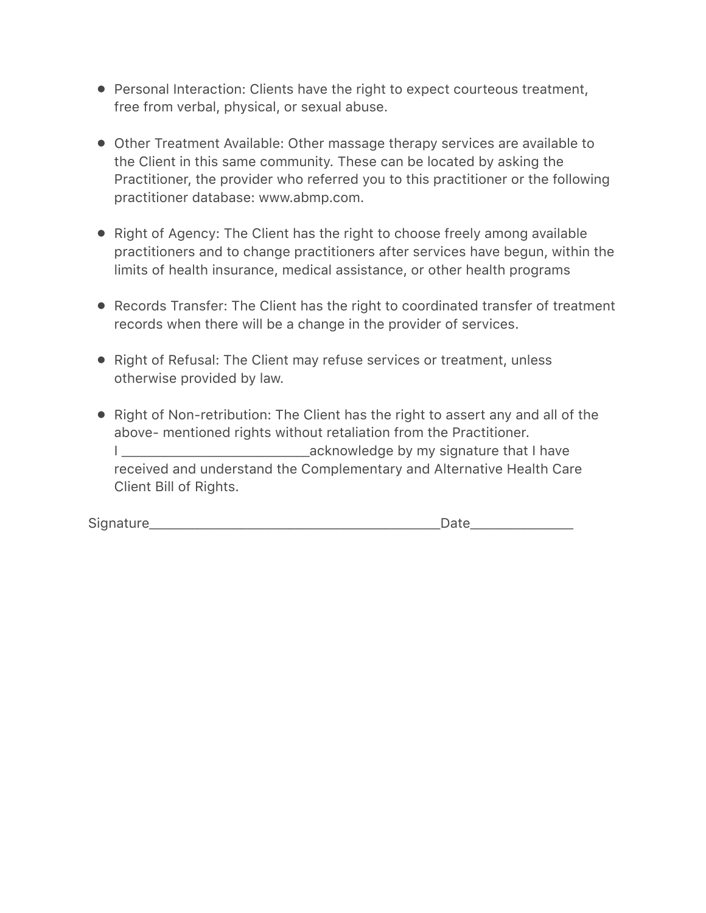- Personal Interaction: Clients have the right to expect courteous treatment, free from verbal, physical, or sexual abuse.

- Other Treatment Available: Other massage therapy services are available to the Client in this same community. These can be located by asking the Practitioner, the provider who referred you to this practitioner or the following practitioner database: www.abmp.com.

- Right of Agency: The Client has the right to choose freely among available practitioners and to change practitioners after services have begun, within the limits of health insurance, medical assistance, or other health programs

- Records Transfer: The Client has the right to coordinated transfer of treatment records when there will be a change in the provider of services.

- Right of Refusal: The Client may refuse services or treatment, unless otherwise provided by law.

- Right of Non-retribution: The Client has the right to assert any and all of the above- mentioned rights without retaliation from the Practitioner.
  I ___________________________acknowledge by my signature that I have received and understand the Complementary and Alternative Health Care Client Bill of Rights.

Signature__________________________________________Date______________